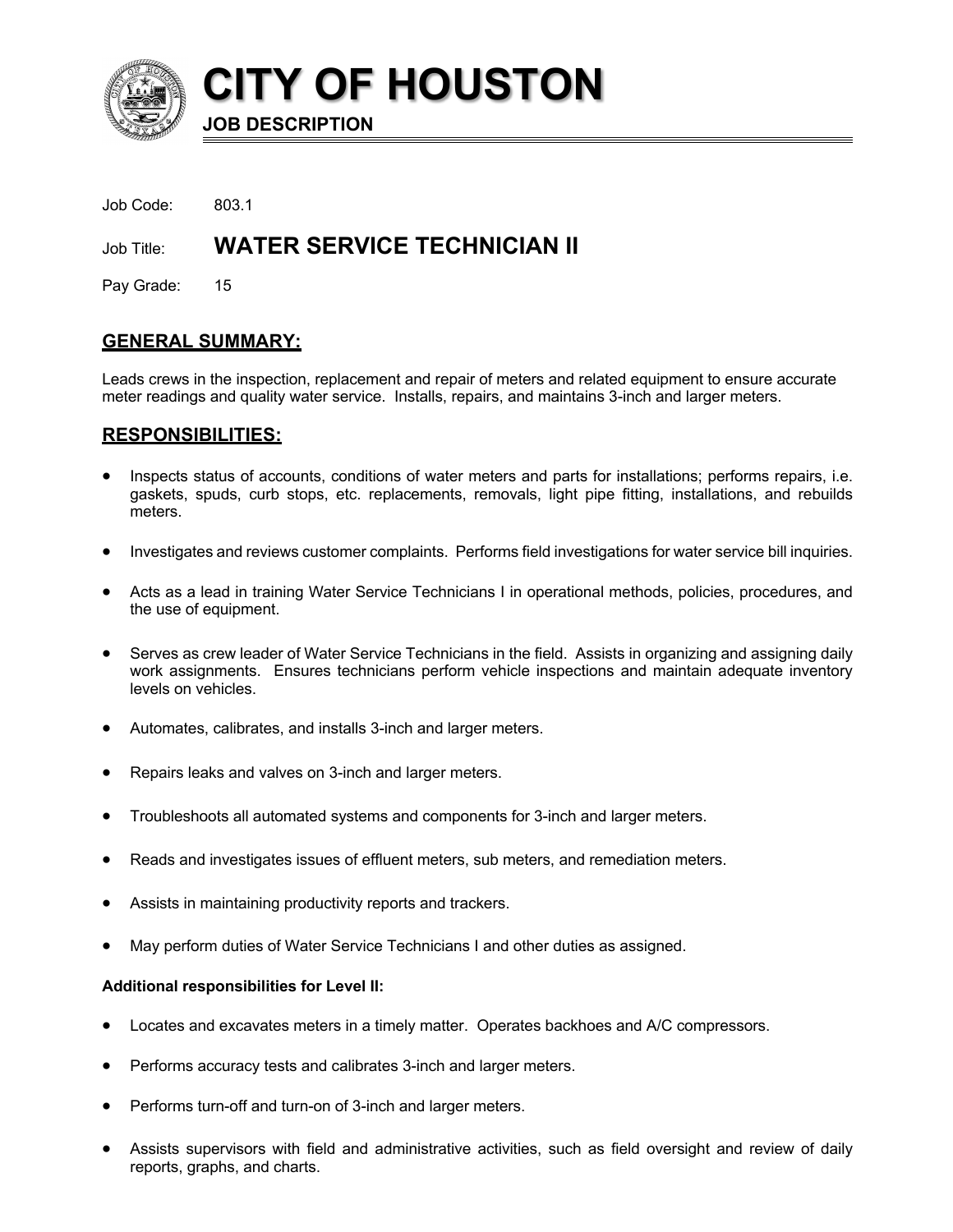# CITY OF HOUSTON

**JOB DESCRIPTION**

Job Code: 803.1

Job Title: **WATER SERVICE TECHNICIAN II**

Pay Grade: 15

## GENERAL SUMMARY:

Leads crews in the inspection, replacement and repair of meters and related equipment to ensure accurate meter readings and quality water service. Installs, repairs, and maintains 3-inch and larger meters.

## RESPONSIBILITIES:

- Inspects status of accounts, conditions of water meters and parts for installations; performs repairs, i.e. gaskets, spuds, curb stops, etc. replacements, removals, light pipe fitting, installations, and rebuilds meters.
- Investigates and reviews customer complaints. Performs field investigations for water service bill inquiries.
- Acts as a lead in training Water Service Technicians I in operational methods, policies, procedures, and the use of equipment.
- Serves as crew leader of Water Service Technicians in the field. Assists in organizing and assigning daily work assignments. Ensures technicians perform vehicle inspections and maintain adequate inventory levels on vehicles.
- Automates, calibrates, and installs 3-inch and larger meters.
- Repairs leaks and valves on 3-inch and larger meters.
- Troubleshoots all automated systems and components for 3-inch and larger meters.
- Reads and investigates issues of effluent meters, sub meters, and remediation meters.
- Assists in maintaining productivity reports and trackers.
- May perform duties of Water Service Technicians I and other duties as assigned.

**Additional responsibilities for Level II:**

- Locates and excavates meters in a timely matter. Operates backhoes and A/C compressors.
- Performs accuracy tests and calibrates 3-inch and larger meters.
- Performs turn-off and turn-on of 3-inch and larger meters.
- Assists supervisors with field and administrative activities, such as field oversight and review of daily reports, graphs, and charts.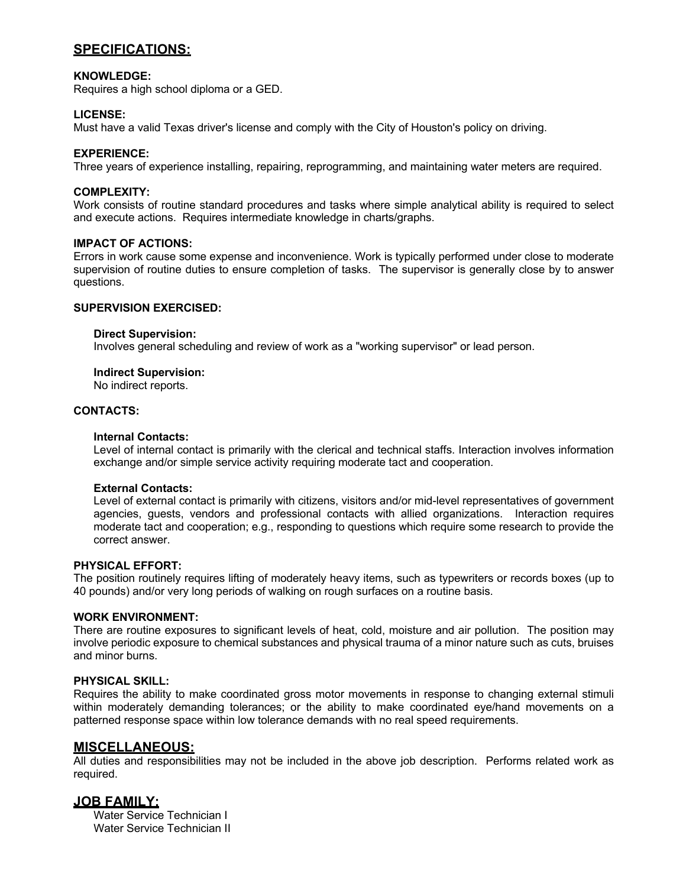## SPECIFICATIONS:

**KNOWLEDGE:**
Requires a high school diploma or a GED.

**LICENSE:**
Must have a valid Texas driver's license and comply with the City of Houston's policy on driving.

**EXPERIENCE:**
Three years of experience installing, repairing, reprogramming, and maintaining water meters are required.

**COMPLEXITY:**
Work consists of routine standard procedures and tasks where simple analytical ability is required to select and execute actions. Requires intermediate knowledge in charts/graphs.

**IMPACT OF ACTIONS:**
Errors in work cause some expense and inconvenience. Work is typically performed under close to moderate supervision of routine duties to ensure completion of tasks. The supervisor is generally close by to answer questions.

**SUPERVISION EXERCISED:**

**Direct Supervision:**
Involves general scheduling and review of work as a "working supervisor" or lead person.

**Indirect Supervision:**
No indirect reports.

**CONTACTS:**

**Internal Contacts:**
Level of internal contact is primarily with the clerical and technical staffs. Interaction involves information exchange and/or simple service activity requiring moderate tact and cooperation.

**External Contacts:**
Level of external contact is primarily with citizens, visitors and/or mid-level representatives of government agencies, guests, vendors and professional contacts with allied organizations. Interaction requires moderate tact and cooperation; e.g., responding to questions which require some research to provide the correct answer.

**PHYSICAL EFFORT:**
The position routinely requires lifting of moderately heavy items, such as typewriters or records boxes (up to 40 pounds) and/or very long periods of walking on rough surfaces on a routine basis.

**WORK ENVIRONMENT:**
There are routine exposures to significant levels of heat, cold, moisture and air pollution. The position may involve periodic exposure to chemical substances and physical trauma of a minor nature such as cuts, bruises and minor burns.

**PHYSICAL SKILL:**
Requires the ability to make coordinated gross motor movements in response to changing external stimuli within moderately demanding tolerances; or the ability to make coordinated eye/hand movements on a patterned response space within low tolerance demands with no real speed requirements.

## MISCELLANEOUS:
All duties and responsibilities may not be included in the above job description. Performs related work as required.

## JOB FAMILY:
Water Service Technician I
Water Service Technician II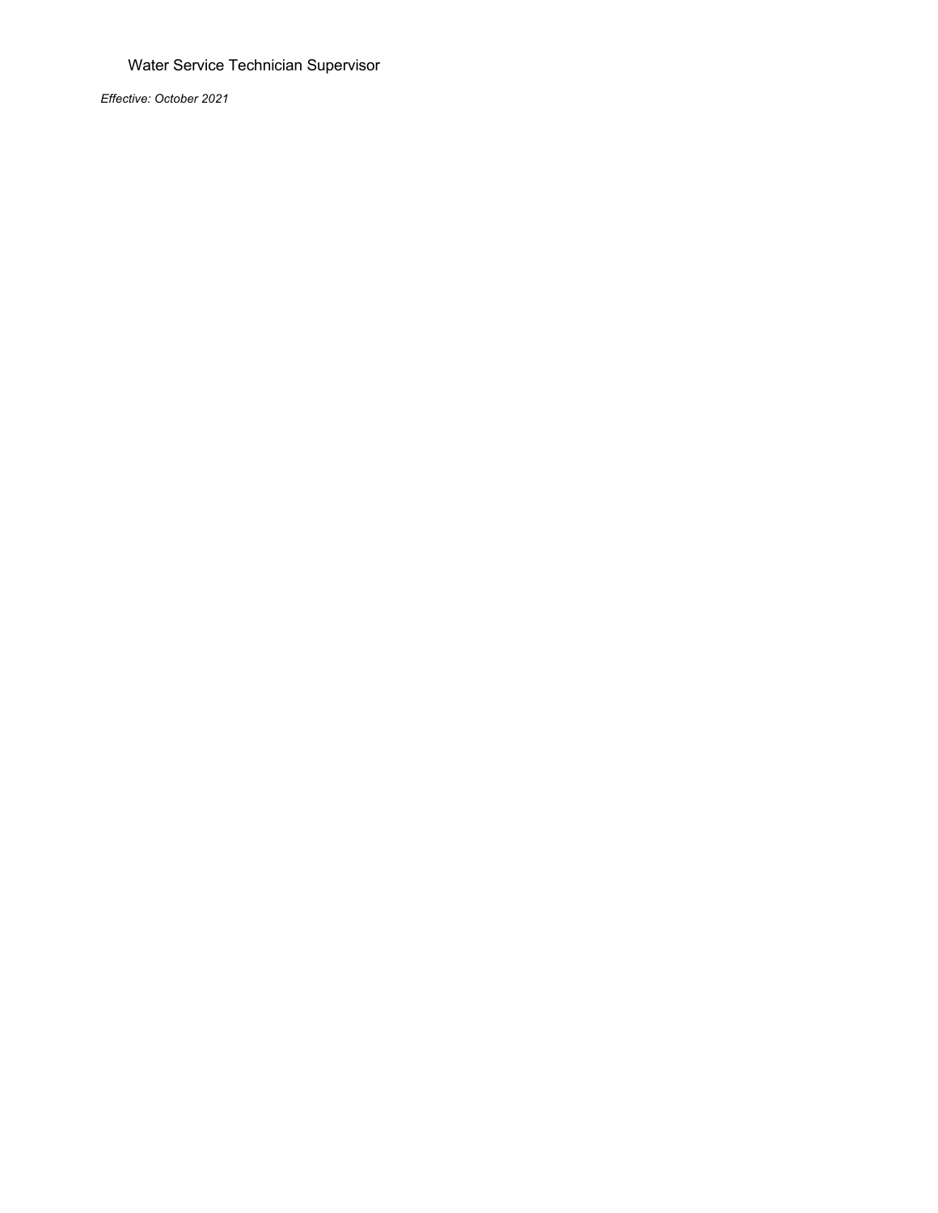Water Service Technician Supervisor

*Effective: October 2021*